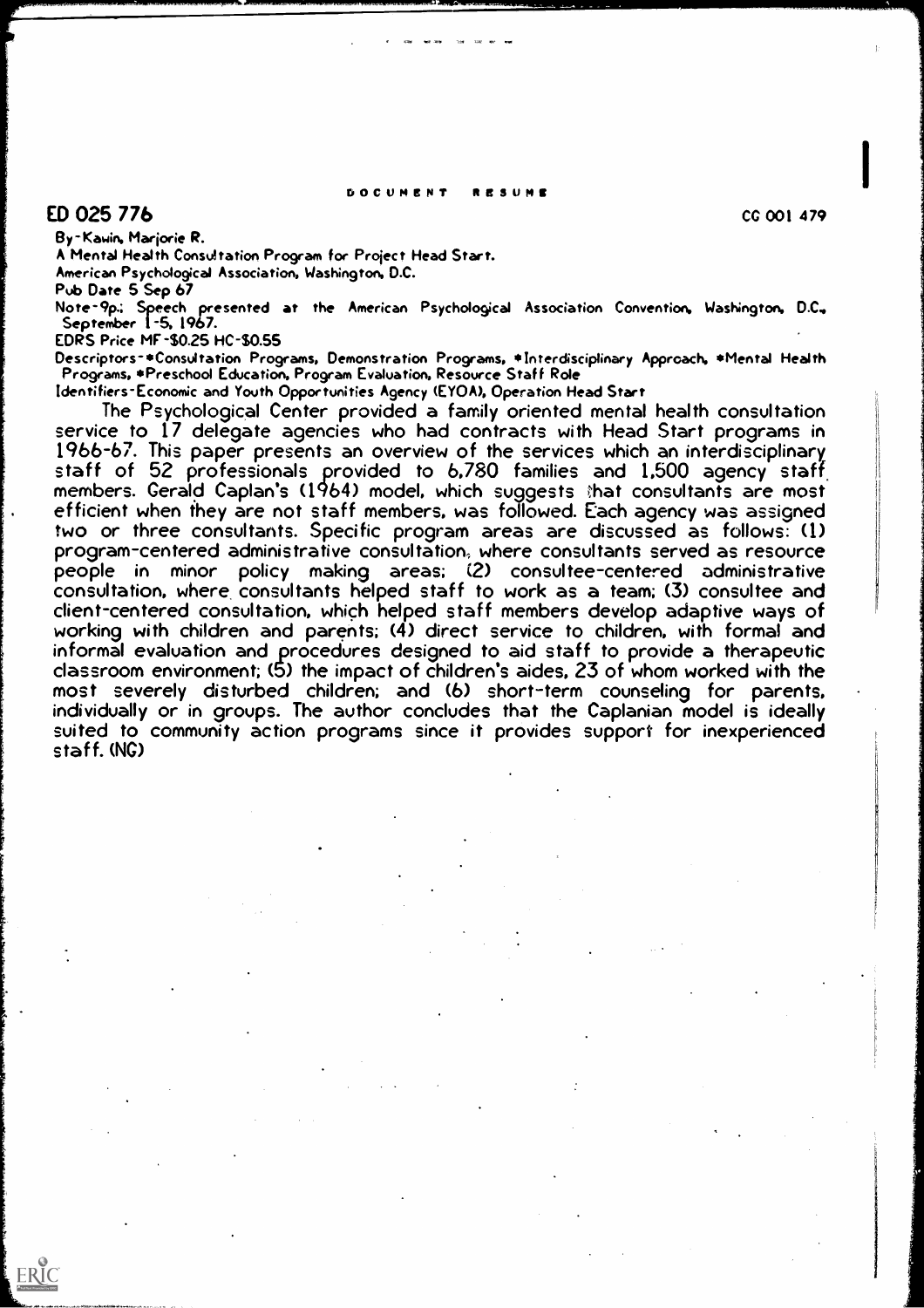DOCUMENT RESUME

ED 025 776 CG 001 479

By-Kawin, Marjorie R.
A Mental Health Consultation Program for Project Head Start.
American Psychological Association, Washington, D.C.
Pub Date 5 Sep 67
Note-9p.; Speech presented at the American Psychological Association Convention, Washington, D.C., September 1-5, 1967.
EDRS Price MF-$0.25 HC-$0.55
Descriptors-*Consultation Programs, Demonstration Programs, *Interdisciplinary Approach, *Mental Health Programs, *Preschool Education, Program Evaluation, Resource Staff Role
Identifiers-Economic and Youth Opportunities Agency (EYOA), Operation Head Start

The Psychological Center provided a family oriented mental health consultation service to 17 delegate agencies who had contracts with Head Start programs in 1966-67. This paper presents an overview of the services which an interdisciplinary staff of 52 professionals provided to 6,780 families and 1,500 agency staff members. Gerald Caplan's (1964) model, which suggests that consultants are most efficient when they are not staff members, was followed. Each agency was assigned two or three consultants. Specific program areas are discussed as follows: (1) program-centered administrative consultation, where consultants served as resource people in minor policy making areas; (2) consultee-centered administrative consultation, where consultants helped staff to work as a team; (3) consultee and client-centered consultation, which helped staff members develop adaptive ways of working with children and parents; (4) direct service to children, with formal and informal evaluation and procedures designed to aid staff to provide a therapeutic classroom environment; (5) the impact of children's aides, 23 of whom worked with the most severely disturbed children; and (6) short-term counseling for parents, individually or in groups. The author concludes that the Caplanian model is ideally suited to community action programs since it provides support for inexperienced staff. (NG)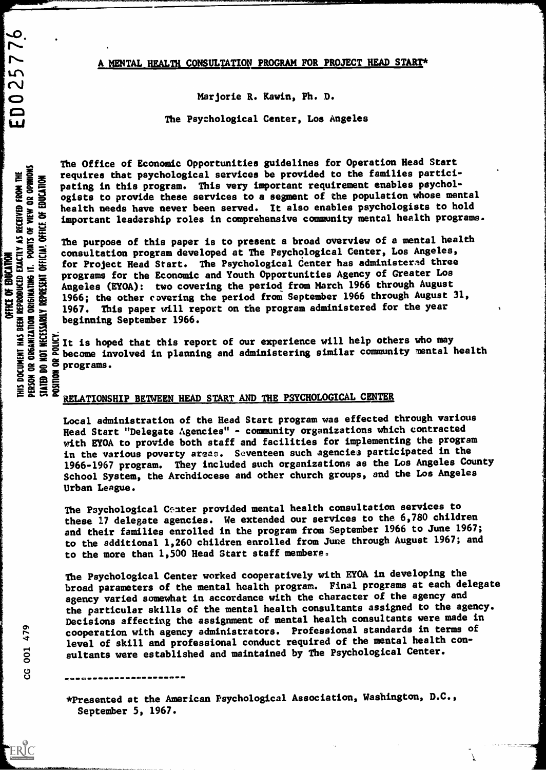# A MENTAL HEALTH CONSULTATION PROGRAM FOR PROJECT HEAD START*

Marjorie R. Kawin, Ph. D.

The Psychological Center, Los Angeles

The Office of Economic Opportunities guidelines for Operation Head Start requires that psychological services be provided to the families participating in this program. This very important requirement enables psychologists to provide these services to a segment of the population whose mental health needs have never been served. It also enables psychologists to hold important leadership roles in comprehensive community mental health programs.

The purpose of this paper is to present a broad overview of a mental health consultation program developed at The Psychological Center, Los Angeles, for Project Head Start. The Psychological Center has administered three programs for the Economic and Youth Opportunities Agency of Greater Los Angeles (EYOA): two covering the period from March 1966 through August 1966; the other covering the period from September 1966 through August 31, 1967. This paper will report on the program administered for the year beginning September 1966.

It is hoped that this report of our experience will help others who may become involved in planning and administering similar community mental health programs.

## RELATIONSHIP BETWEEN HEAD START AND THE PSYCHOLOGICAL CENTER

Local administration of the Head Start program was effected through various Head Start "Delegate Agencies" - community organizations which contracted with EYOA to provide both staff and facilities for implementing the program in the various poverty areas. Seventeen such agencies participated in the 1966-1967 program. They included such organizations as the Los Angeles County School System, the Archdiocese and other church groups, and the Los Angeles Urban League.

The Psychological Center provided mental health consultation services to these 17 delegate agencies. We extended our services to the 6,780 children and their families enrolled in the program from September 1966 to June 1967; to the additional 1,260 children enrolled from June through August 1967; and to the more than 1,500 Head Start staff members.

The Psychological Center worked cooperatively with EYOA in developing the broad parameters of the mental health program. Final programs at each delegate agency varied somewhat in accordance with the character of the agency and the particular skills of the mental health consultants assigned to the agency. Decisions affecting the assignment of mental health consultants were made in cooperation with agency administrators. Professional standards in terms of level of skill and professional conduct required of the mental health consultants were established and maintained by The Psychological Center.

---

*Presented at the American Psychological Association, Washington, D.C., September 5, 1967.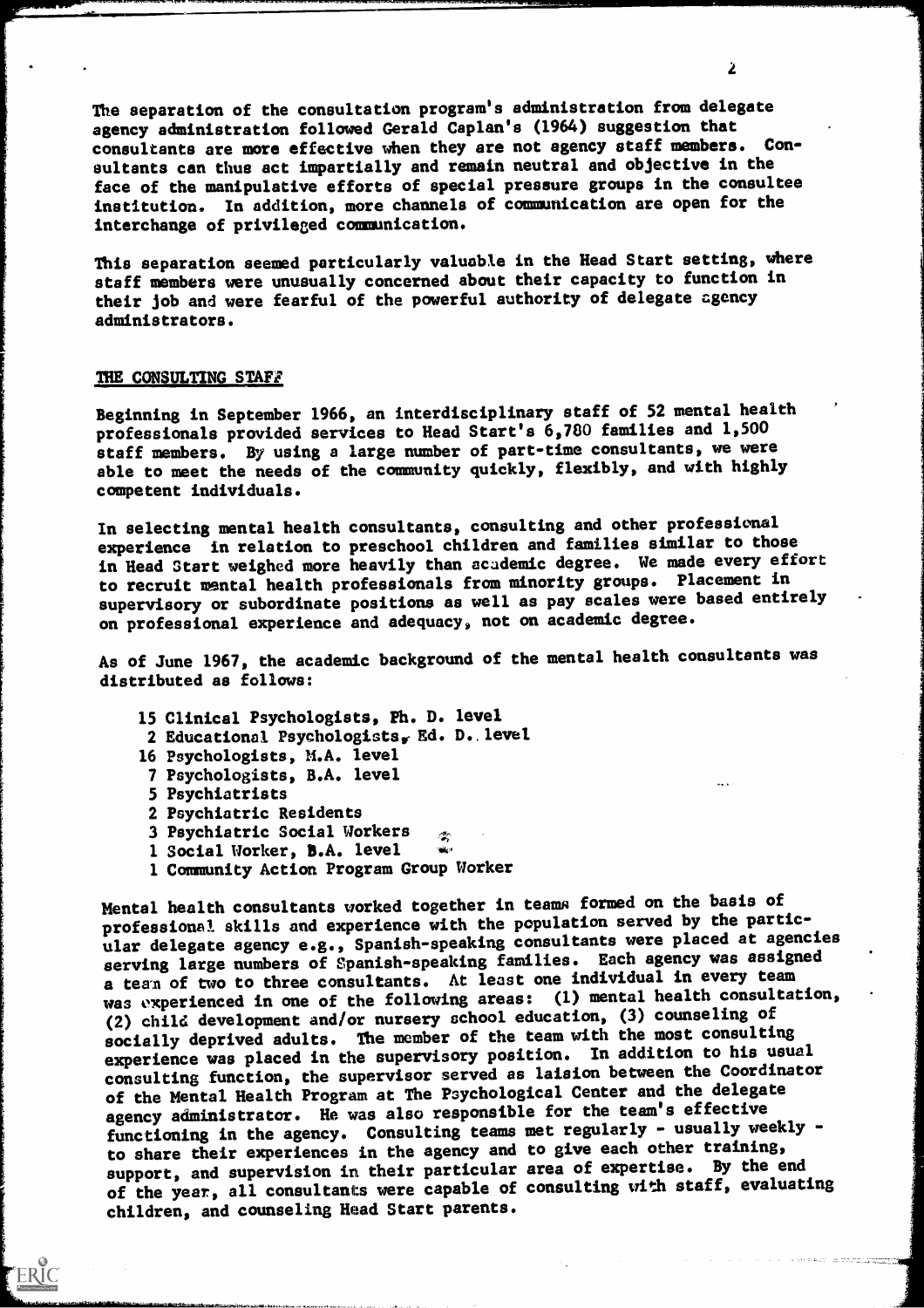The separation of the consultation program's administration from delegate agency administration followed Gerald Caplan's (1964) suggestion that consultants are more effective when they are not agency staff members. Consultants can thus act impartially and remain neutral and objective in the face of the manipulative efforts of special pressure groups in the consultee institution. In addition, more channels of communication are open for the interchange of privileged communication.

This separation seemed particularly valuable in the Head Start setting, where staff members were unusually concerned about their capacity to function in their job and were fearful of the powerful authority of delegate agency administrators.

## THE CONSULTING STAFF

Beginning in September 1966, an interdisciplinary staff of 52 mental health professionals provided services to Head Start's 6,780 families and 1,500 staff members. By using a large number of part-time consultants, we were able to meet the needs of the community quickly, flexibly, and with highly competent individuals.

In selecting mental health consultants, consulting and other professional experience in relation to preschool children and families similar to those in Head Start weighed more heavily than academic degree. We made every effort to recruit mental health professionals from minority groups. Placement in supervisory or subordinate positions as well as pay scales were based entirely on professional experience and adequacy, not on academic degree.

As of June 1967, the academic background of the mental health consultants was distributed as follows:

- 15 Clinical Psychologists, Ph. D. level
- 2 Educational Psychologists, Ed. D. level
- 16 Psychologists, M.A. level
- 7 Psychologists, B.A. level
- 5 Psychiatrists
- 2 Psychiatric Residents
- 3 Psychiatric Social Workers
- 1 Social Worker, B.A. level
- 1 Community Action Program Group Worker

Mental health consultants worked together in teams formed on the basis of professional skills and experience with the population served by the particular delegate agency e.g., Spanish-speaking consultants were placed at agencies serving large numbers of Spanish-speaking families. Each agency was assigned a team of two to three consultants. At least one individual in every team was experienced in one of the following areas: (1) mental health consultation, (2) child development and/or nursery school education, (3) counseling of socially deprived adults. The member of the team with the most consulting experience was placed in the supervisory position. In addition to his usual consulting function, the supervisor served as laision between the Coordinator of the Mental Health Program at The Psychological Center and the delegate agency administrator. He was also responsible for the team's effective functioning in the agency. Consulting teams met regularly - usually weekly - to share their experiences in the agency and to give each other training, support, and supervision in their particular area of expertise. By the end of the year, all consultants were capable of consulting with staff, evaluating children, and counseling Head Start parents.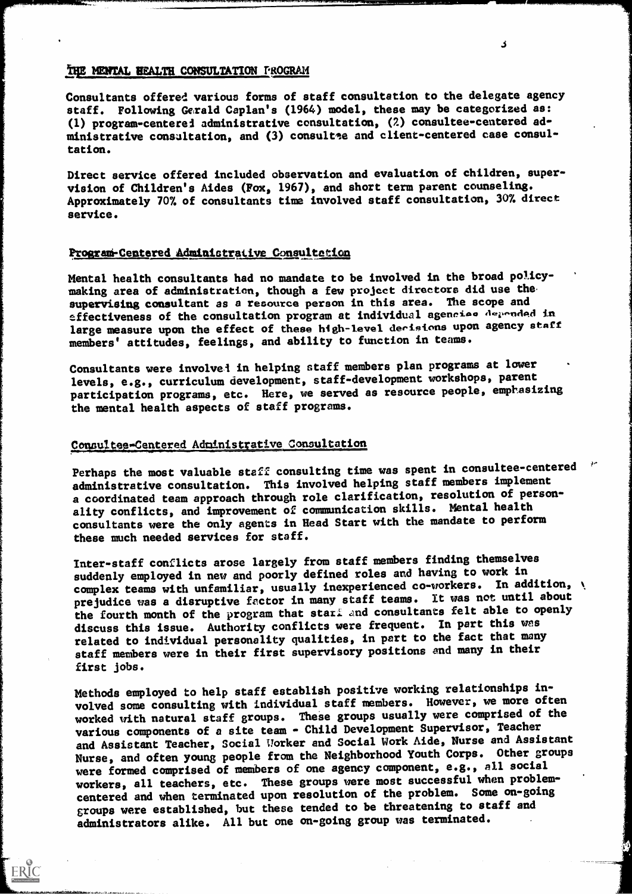## THE MENTAL HEALTH CONSULTATION PROGRAM

Consultants offered various forms of staff consultation to the delegate agency staff. Following Gerald Caplan's (1964) model, these may be categorized as: (1) program-centered administrative consultation, (2) consultee-centered administrative consultation, and (3) consultee and client-centered case consultation.

Direct service offered included observation and evaluation of children, supervision of Children's Aides (Fox, 1967), and short term parent counseling. Approximately 70% of consultants time involved staff consultation, 30% direct service.

### Program-Centered Administrative Consultation

Mental health consultants had no mandate to be involved in the broad policy-making area of administration, though a few project directors did use the supervising consultant as a resource person in this area. The scope and effectiveness of the consultation program at individual agencies depended in large measure upon the effect of these high-level decisions upon agency staff members' attitudes, feelings, and ability to function in teams.

Consultants were involved in helping staff members plan programs at lower levels, e.g., curriculum development, staff-development workshops, parent participation programs, etc. Here, we served as resource people, emphasizing the mental health aspects of staff programs.

### Consultee-Centered Administrative Consultation

Perhaps the most valuable staff consulting time was spent in consultee-centered administrative consultation. This involved helping staff members implement a coordinated team approach through role clarification, resolution of personality conflicts, and improvement of communication skills. Mental health consultants were the only agents in Head Start with the mandate to perform these much needed services for staff.

Inter-staff conflicts arose largely from staff members finding themselves suddenly employed in new and poorly defined roles and having to work in complex teams with unfamiliar, usually inexperienced co-workers. In addition, prejudice was a disruptive factor in many staff teams. It was not until about the fourth month of the program that staff and consultants felt able to openly discuss this issue. Authority conflicts were frequent. In part this was related to individual personality qualities, in part to the fact that many staff members were in their first supervisory positions and many in their first jobs.

Methods employed to help staff establish positive working relationships involved some consulting with individual staff members. However, we more often worked with natural staff groups. These groups usually were comprised of the various components of a site team - Child Development Supervisor, Teacher and Assistant Teacher, Social Worker and Social Work Aide, Nurse and Assistant Nurse, and often young people from the Neighborhood Youth Corps. Other groups were formed comprised of members of one agency component, e.g., all social workers, all teachers, etc. These groups were most successful when problem-centered and when terminated upon resolution of the problem. Some on-going groups were established, but these tended to be threatening to staff and administrators alike. All but one on-going group was terminated.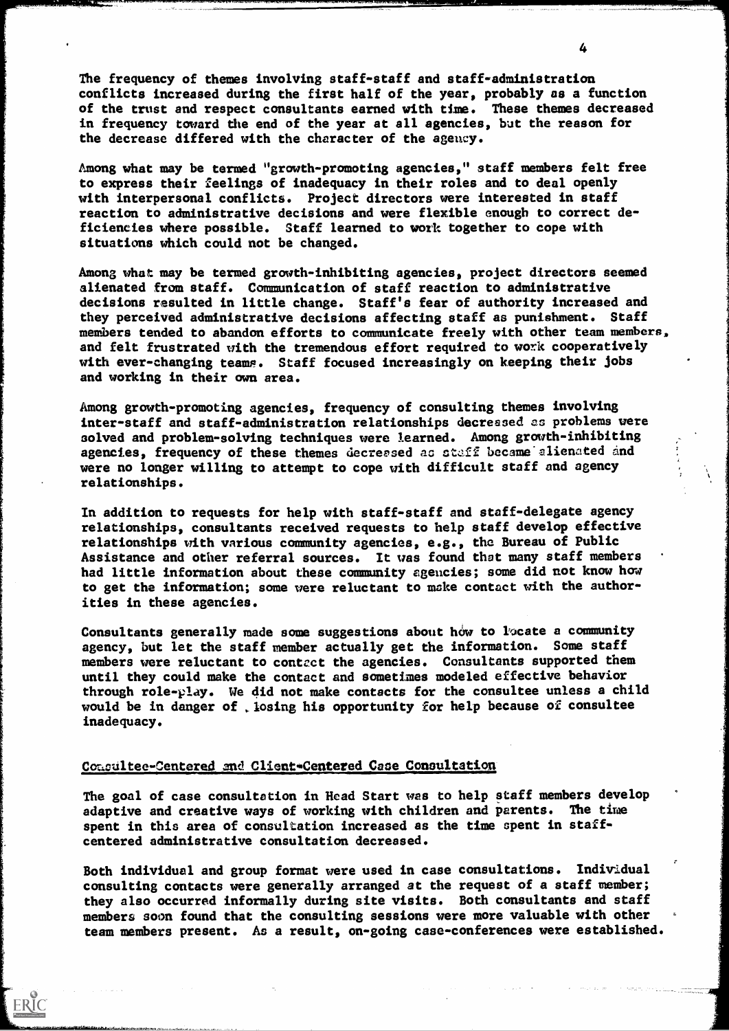The frequency of themes involving staff-staff and staff-administration conflicts increased during the first half of the year, probably as a function of the trust and respect consultants earned with time. These themes decreased in frequency toward the end of the year at all agencies, but the reason for the decrease differed with the character of the agency.

Among what may be termed "growth-promoting agencies," staff members felt free to express their feelings of inadequacy in their roles and to deal openly with interpersonal conflicts. Project directors were interested in staff reaction to administrative decisions and were flexible enough to correct deficiencies where possible. Staff learned to work together to cope with situations which could not be changed.

Among what may be termed growth-inhibiting agencies, project directors seemed alienated from staff. Communication of staff reaction to administrative decisions resulted in little change. Staff's fear of authority increased and they perceived administrative decisions affecting staff as punishment. Staff members tended to abandon efforts to communicate freely with other team members, and felt frustrated with the tremendous effort required to work cooperatively with ever-changing teams. Staff focused increasingly on keeping their jobs and working in their own area.

Among growth-promoting agencies, frequency of consulting themes involving inter-staff and staff-administration relationships decreased as problems were solved and problem-solving techniques were learned. Among growth-inhibiting agencies, frequency of these themes decreased as staff became alienated and were no longer willing to attempt to cope with difficult staff and agency relationships.

In addition to requests for help with staff-staff and staff-delegate agency relationships, consultants received requests to help staff develop effective relationships with various community agencies, e.g., the Bureau of Public Assistance and other referral sources. It was found that many staff members had little information about these community agencies; some did not know how to get the information; some were reluctant to make contact with the authorities in these agencies.

Consultants generally made some suggestions about how to locate a community agency, but let the staff member actually get the information. Some staff members were reluctant to contact the agencies. Consultants supported them until they could make the contact and sometimes modeled effective behavior through role-play. We did not make contacts for the consultee unless a child would be in danger of losing his opportunity for help because of consultee inadequacy.

## Consultee-Centered and Client-Centered Case Consultation

The goal of case consultation in Head Start was to help staff members develop adaptive and creative ways of working with children and parents. The time spent in this area of consultation increased as the time spent in staff-centered administrative consultation decreased.

Both individual and group format were used in case consultations. Individual consulting contacts were generally arranged at the request of a staff member; they also occurred informally during site visits. Both consultants and staff members soon found that the consulting sessions were more valuable with other team members present. As a result, on-going case-conferences were established.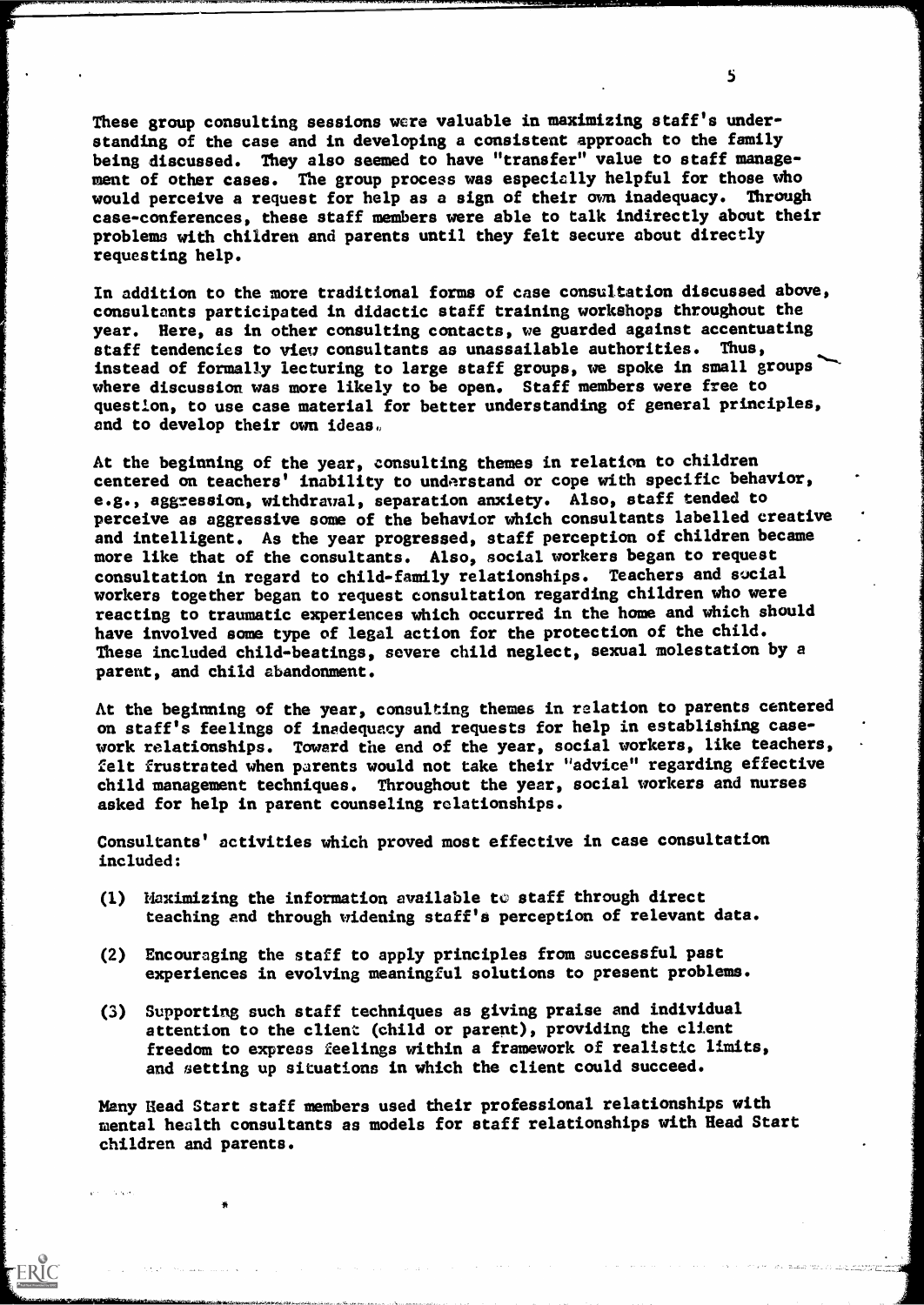These group consulting sessions were valuable in maximizing staff's understanding of the case and in developing a consistent approach to the family being discussed. They also seemed to have "transfer" value to staff management of other cases. The group process was especially helpful for those who would perceive a request for help as a sign of their own inadequacy. Through case-conferences, these staff members were able to talk indirectly about their problems with children and parents until they felt secure about directly requesting help.

In addition to the more traditional forms of case consultation discussed above, consultants participated in didactic staff training workshops throughout the year. Here, as in other consulting contacts, we guarded against accentuating staff tendencies to view consultants as unassailable authorities. Thus, instead of formally lecturing to large staff groups, we spoke in small groups where discussion was more likely to be open. Staff members were free to question, to use case material for better understanding of general principles, and to develop their own ideas.

At the beginning of the year, consulting themes in relation to children centered on teachers' inability to understand or cope with specific behavior, e.g., aggression, withdrawal, separation anxiety. Also, staff tended to perceive as aggressive some of the behavior which consultants labelled creative and intelligent. As the year progressed, staff perception of children became more like that of the consultants. Also, social workers began to request consultation in regard to child-family relationships. Teachers and social workers together began to request consultation regarding children who were reacting to traumatic experiences which occurred in the home and which should have involved some type of legal action for the protection of the child. These included child-beatings, severe child neglect, sexual molestation by a parent, and child abandonment.

At the beginning of the year, consulting themes in relation to parents centered on staff's feelings of inadequacy and requests for help in establishing casework relationships. Toward the end of the year, social workers, like teachers, felt frustrated when parents would not take their "advice" regarding effective child management techniques. Throughout the year, social workers and nurses asked for help in parent counseling relationships.

Consultants' activities which proved most effective in case consultation included:

(1) Maximizing the information available to staff through direct teaching and through widening staff's perception of relevant data.

(2) Encouraging the staff to apply principles from successful past experiences in evolving meaningful solutions to present problems.

(3) Supporting such staff techniques as giving praise and individual attention to the client (child or parent), providing the client freedom to express feelings within a framework of realistic limits, and setting up situations in which the client could succeed.

Many Head Start staff members used their professional relationships with mental health consultants as models for staff relationships with Head Start children and parents.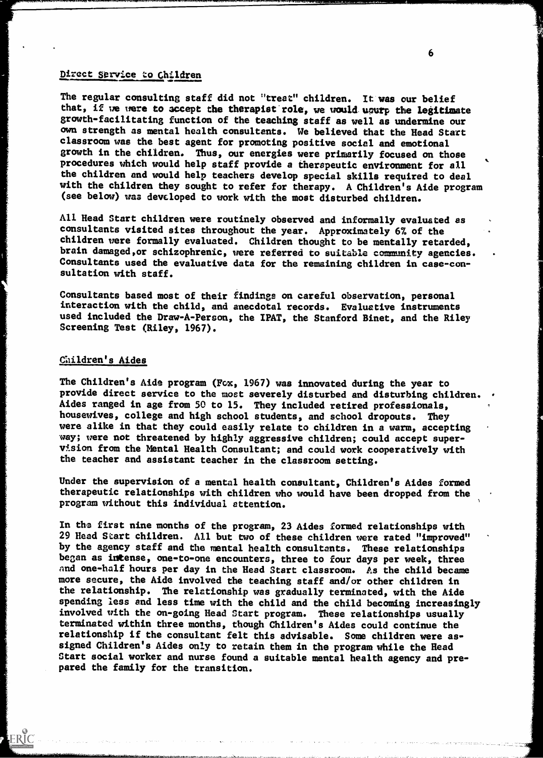## Direct Service to Children

The regular consulting staff did not "treat" children. It was our belief that, if we were to accept the therapist role, we would usurp the legitimate growth-facilitating function of the teaching staff as well as undermine our own strength as mental health consultants. We believed that the Head Start classroom was the best agent for promoting positive social and emotional growth in the children. Thus, our energies were primarily focused on those procedures which would help staff provide a therapeutic environment for all the children and would help teachers develop special skills required to deal with the children they sought to refer for therapy. A Children's Aide program (see below) was developed to work with the most disturbed children.

All Head Start children were routinely observed and informally evaluated as consultants visited sites throughout the year. Approximately 6% of the children were formally evaluated. Children thought to be mentally retarded, brain damaged, or schizophrenic, were referred to suitable community agencies. Consultants used the evaluative data for the remaining children in case-consultation with staff.

Consultants based most of their findings on careful observation, personal interaction with the child, and anecdotal records. Evaluative instruments used included the Draw-A-Person, the IPAT, the Stanford Binet, and the Riley Screening Test (Riley, 1967).

## Children's Aides

The Children's Aide program (Fox, 1967) was innovated during the year to provide direct service to the most severely disturbed and disturbing children. Aides ranged in age from 50 to 15. They included retired professionals, housewives, college and high school students, and school dropouts. They were alike in that they could easily relate to children in a warm, accepting way; were not threatened by highly aggressive children; could accept supervision from the Mental Health Consultant; and could work cooperatively with the teacher and assistant teacher in the classroom setting.

Under the supervision of a mental health consultant, Children's Aides formed therapeutic relationships with children who would have been dropped from the program without this individual attention.

In the first nine months of the program, 23 Aides formed relationships with 29 Head Start children. All but two of these children were rated "improved" by the agency staff and the mental health consultants. These relationships began as intense, one-to-one encounters, three to four days per week, three and one-half hours per day in the Head Start classroom. As the child became more secure, the Aide involved the teaching staff and/or other children in the relationship. The relationship was gradually terminated, with the Aide spending less and less time with the child and the child becoming increasingly involved with the on-going Head Start program. These relationships usually terminated within three months, though Children's Aides could continue the relationship if the consultant felt this advisable. Some children were assigned Children's Aides only to retain them in the program while the Head Start social worker and nurse found a suitable mental health agency and prepared the family for the transition.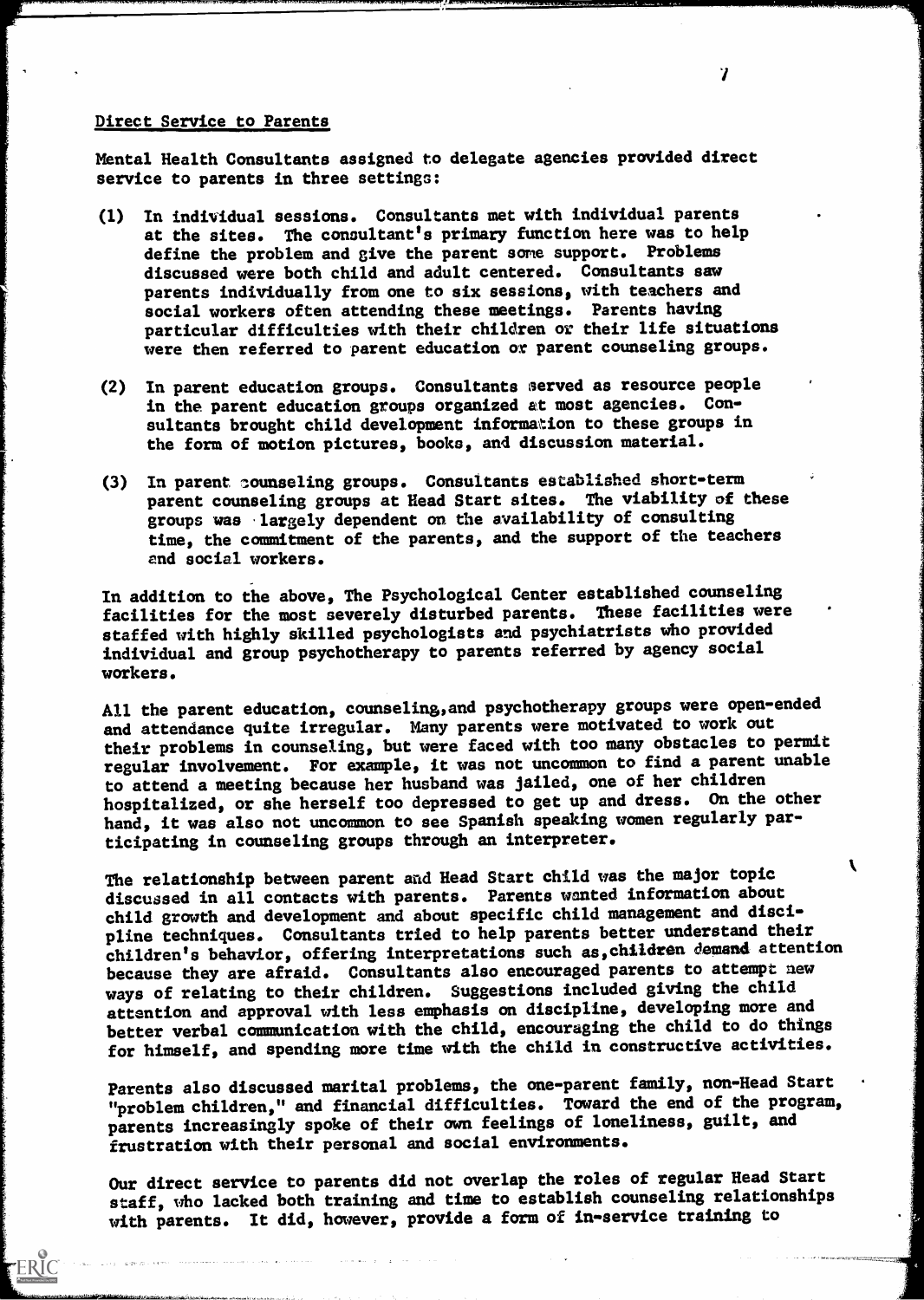## Direct Service to Parents

Mental Health Consultants assigned to delegate agencies provided direct service to parents in three settings:

(1) In individual sessions. Consultants met with individual parents at the sites. The consultant's primary function here was to help define the problem and give the parent some support. Problems discussed were both child and adult centered. Consultants saw parents individually from one to six sessions, with teachers and social workers often attending these meetings. Parents having particular difficulties with their children or their life situations were then referred to parent education or parent counseling groups.

(2) In parent education groups. Consultants served as resource people in the parent education groups organized at most agencies. Consultants brought child development information to these groups in the form of motion pictures, books, and discussion material.

(3) In parent counseling groups. Consultants established short-term parent counseling groups at Head Start sites. The viability of these groups was largely dependent on the availability of consulting time, the commitment of the parents, and the support of the teachers and social workers.

In addition to the above, The Psychological Center established counseling facilities for the most severely disturbed parents. These facilities were staffed with highly skilled psychologists and psychiatrists who provided individual and group psychotherapy to parents referred by agency social workers.

All the parent education, counseling, and psychotherapy groups were open-ended and attendance quite irregular. Many parents were motivated to work out their problems in counseling, but were faced with too many obstacles to permit regular involvement. For example, it was not uncommon to find a parent unable to attend a meeting because her husband was jailed, one of her children hospitalized, or she herself too depressed to get up and dress. On the other hand, it was also not uncommon to see Spanish speaking women regularly participating in counseling groups through an interpreter.

The relationship between parent and Head Start child was the major topic discussed in all contacts with parents. Parents wanted information about child growth and development and about specific child management and discipline techniques. Consultants tried to help parents better understand their children's behavior, offering interpretations such as, children demand attention because they are afraid. Consultants also encouraged parents to attempt new ways of relating to their children. Suggestions included giving the child attention and approval with less emphasis on discipline, developing more and better verbal communication with the child, encouraging the child to do things for himself, and spending more time with the child in constructive activities.

Parents also discussed marital problems, the one-parent family, non-Head Start "problem children," and financial difficulties. Toward the end of the program, parents increasingly spoke of their own feelings of loneliness, guilt, and frustration with their personal and social environments.

Our direct service to parents did not overlap the roles of regular Head Start staff, who lacked both training and time to establish counseling relationships with parents. It did, however, provide a form of in-service training to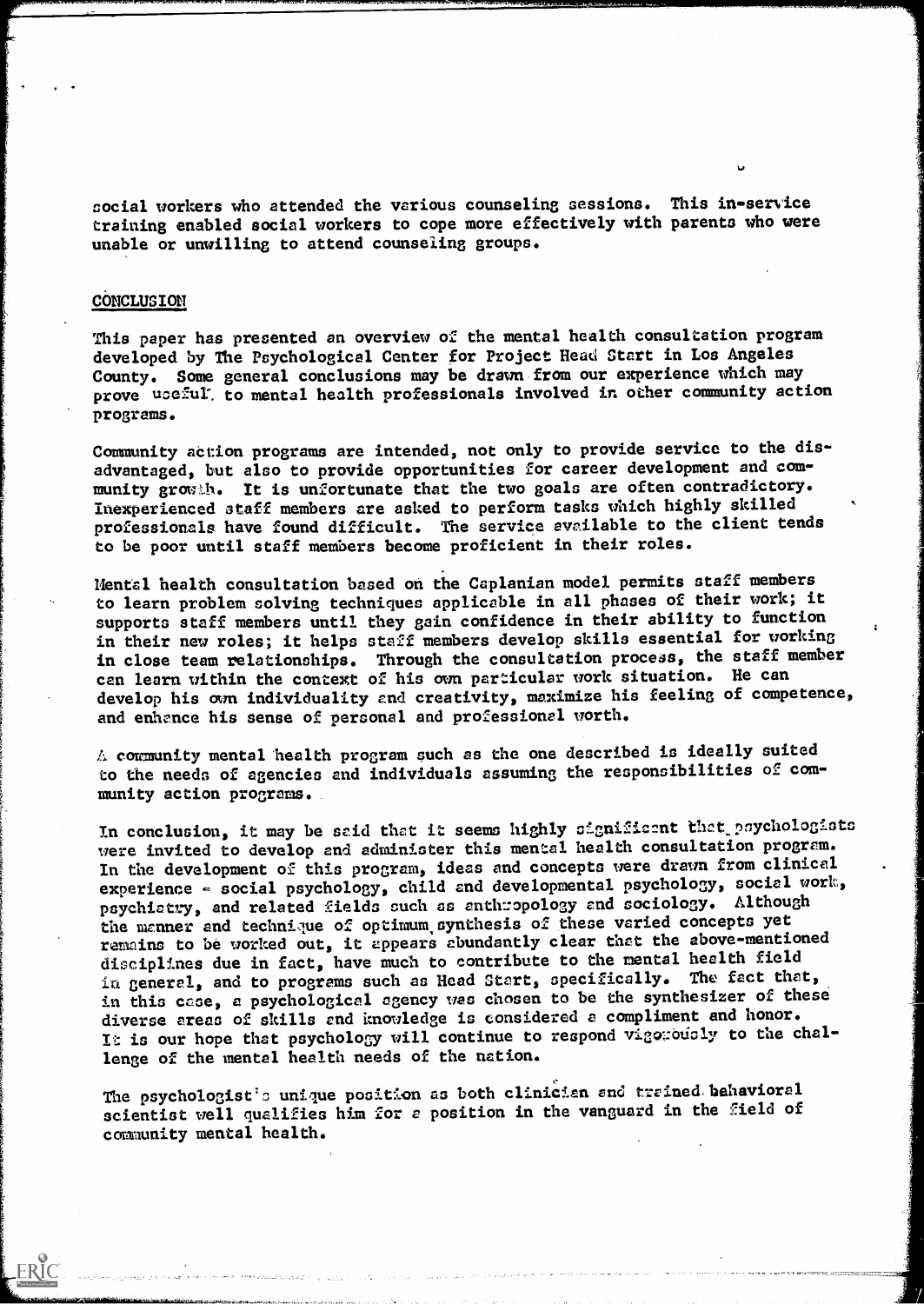social workers who attended the various counseling sessions. This in-service training enabled social workers to cope more effectively with parents who were unable or unwilling to attend counseling groups.

## CONCLUSION

This paper has presented an overview of the mental health consultation program developed by The Psychological Center for Project Head Start in Los Angeles County. Some general conclusions may be drawn from our experience which may prove useful to mental health professionals involved in other community action programs.

Community action programs are intended, not only to provide service to the disadvantaged, but also to provide opportunities for career development and community growth. It is unfortunate that the two goals are often contradictory. Inexperienced staff members are asked to perform tasks which highly skilled professionals have found difficult. The service available to the client tends to be poor until staff members become proficient in their roles.

Mental health consultation based on the Caplanian model permits staff members to learn problem solving techniques applicable in all phases of their work; it supports staff members until they gain confidence in their ability to function in their new roles; it helps staff members develop skills essential for working in close team relationships. Through the consultation process, the staff member can learn within the context of his own particular work situation. He can develop his own individuality and creativity, maximize his feeling of competence, and enhance his sense of personal and professional worth.

A community mental health program such as the one described is ideally suited to the needs of agencies and individuals assuming the responsibilities of community action programs.

In conclusion, it may be said that it seems highly significant that psychologists were invited to develop and administer this mental health consultation program. In the development of this program, ideas and concepts were drawn from clinical experience - social psychology, child and developmental psychology, social work, psychiatry, and related fields such as anthropology and sociology. Although the manner and technique of optimum synthesis of these varied concepts yet remains to be worked out, it appears abundantly clear that the above-mentioned disciplines due in fact, have much to contribute to the mental health field in general, and to programs such as Head Start, specifically. The fact that, in this case, a psychological agency was chosen to be the synthesizer of these diverse areas of skills and knowledge is considered a compliment and honor. It is our hope that psychology will continue to respond vigorously to the challenge of the mental health needs of the nation.

The psychologist's unique position as both clinician and trained behavioral scientist well qualifies him for a position in the vanguard in the field of community mental health.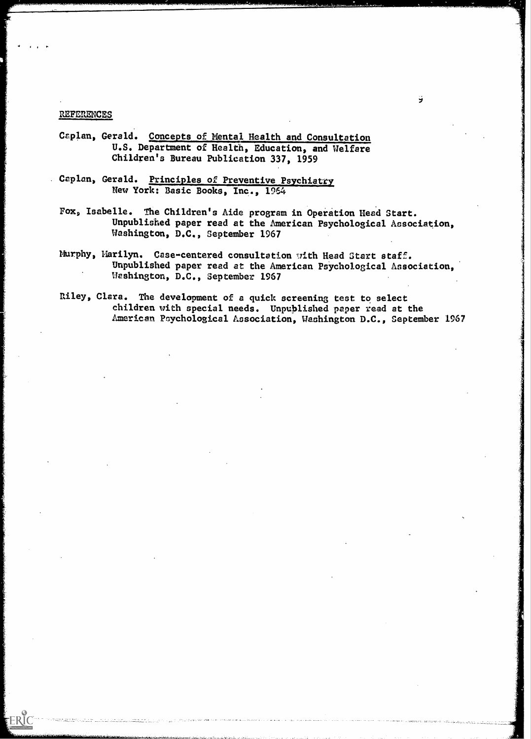## REFERENCES

Caplan, Gerald. <u>Concepts of Mental Health and Consultation</u> U.S. Department of Health, Education, and Welfare Children's Bureau Publication 337, 1959

Caplan, Gerald. <u>Principles of Preventive Psychiatry</u> New York: Basic Books, Inc., 1964

Fox, Isabelle. The Children's Aide program in Operation Head Start. Unpublished paper read at the American Psychological Association, Washington, D.C., September 1967

Murphy, Marilyn. Case-centered consultation with Head Start staff. Unpublished paper read at the American Psychological Association, Washington, D.C., September 1967

Riley, Clara. The development of a quick screening test to select children with special needs. Unpublished paper read at the American Psychological Association, Washington D.C., September 1967